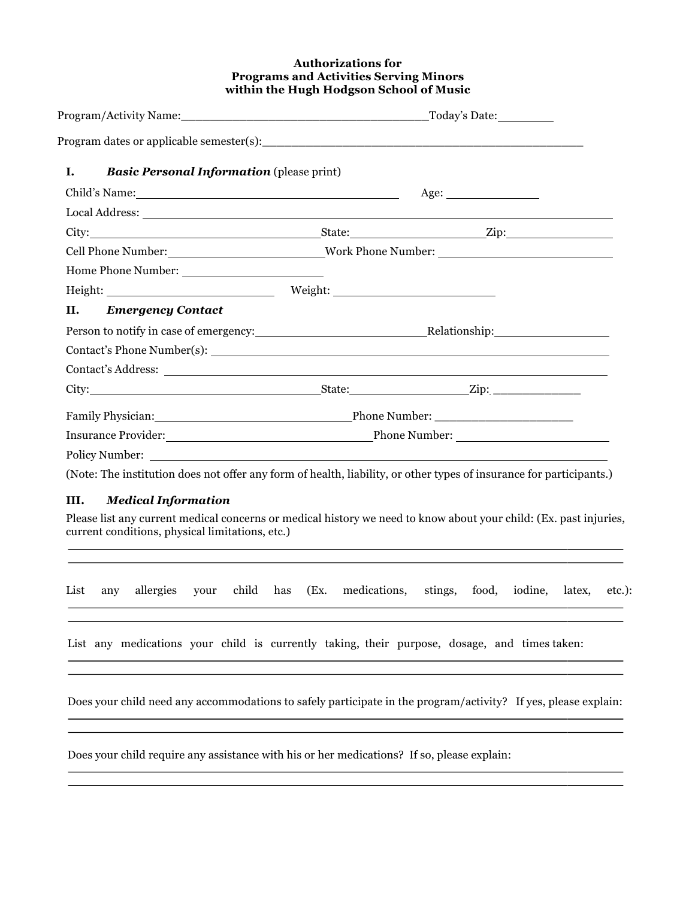**Authorizations for**
**Programs and Activities Serving Minors**
**within the Hugh Hodgson School of Music**

Program/Activity Name:____________________________________Today's Date:________

Program dates or applicable semester(s):_______________________________________________

## I. *Basic Personal Information* (please print)

Child's Name:______________________________________ Age: ______________

Local Address: ______________________________________________________________

City:___________________________________State:___________________Zip:________________

Cell Phone Number:_______________________Work Phone Number: ___________________________

Home Phone Number: ____________________

Height: _________________________ Weight: ________________________

## II. *Emergency Contact*

Person to notify in case of emergency:__________________________Relationship:_________________

Contact's Phone Number(s): ___________________________________________________________

Contact's Address: __________________________________________________________________

City:___________________________________State:_________________Zip: _____________

Family Physician:______________________________Phone Number: _____________________

Insurance Provider:_____________________________Phone Number: _______________________

Policy Number: ______________________________________________________________

(Note: The institution does not offer any form of health, liability, or other types of insurance for participants.)

## III. *Medical Information*

Please list any current medical concerns or medical history we need to know about your child: (Ex. past injuries, current conditions, physical limitations, etc.)

_____________________________________________________________________________

_____________________________________________________________________________

List any allergies your child has (Ex. medications, stings, food, iodine, latex, etc.):

_____________________________________________________________________________

_____________________________________________________________________________

List any medications your child is currently taking, their purpose, dosage, and times taken:

_____________________________________________________________________________

_____________________________________________________________________________

Does your child need any accommodations to safely participate in the program/activity? If yes, please explain:

_____________________________________________________________________________

_____________________________________________________________________________

Does your child require any assistance with his or her medications? If so, please explain:

_____________________________________________________________________________

_____________________________________________________________________________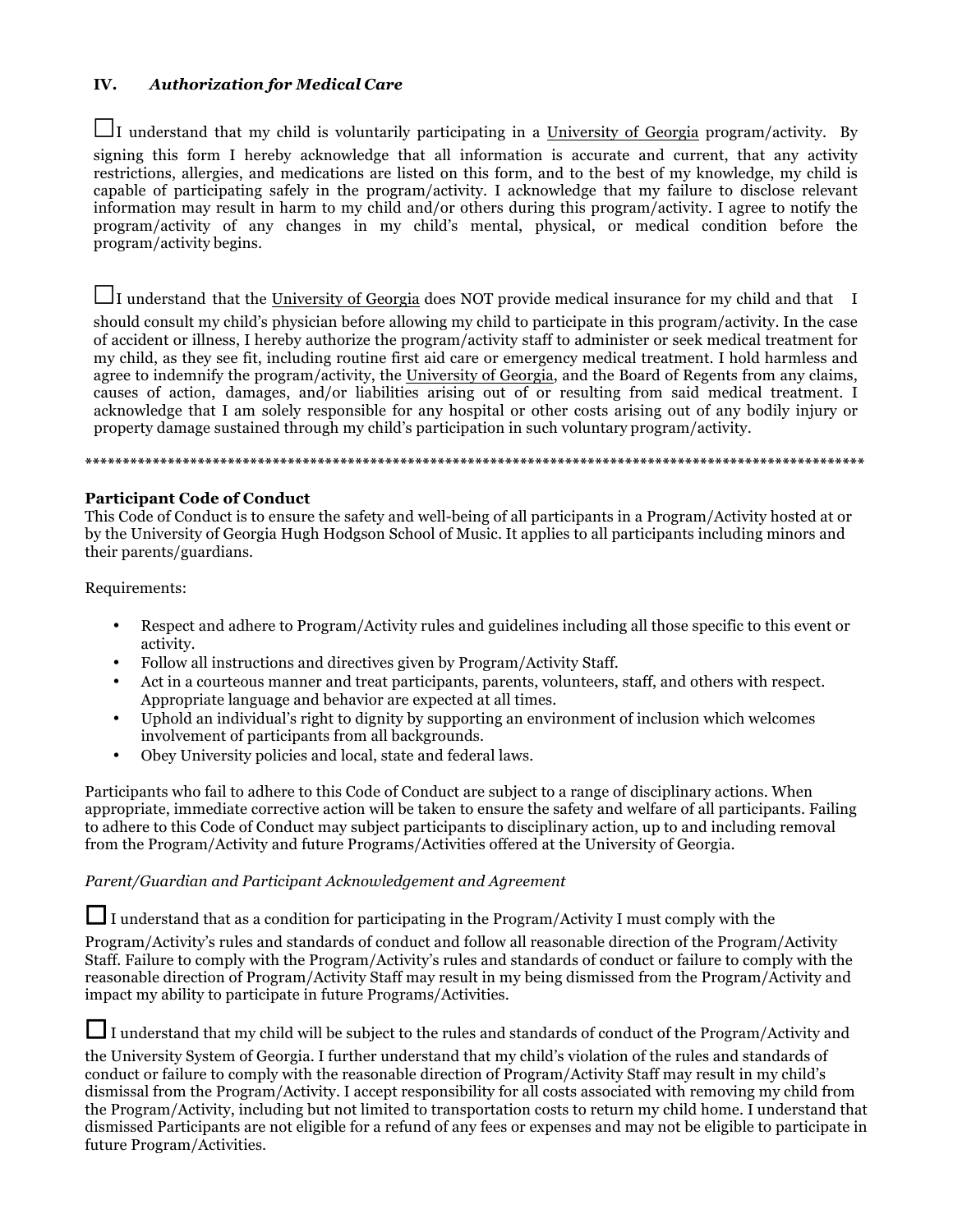## IV. *Authorization for Medical Care*

☐I understand that my child is voluntarily participating in a University of Georgia program/activity. By signing this form I hereby acknowledge that all information is accurate and current, that any activity restrictions, allergies, and medications are listed on this form, and to the best of my knowledge, my child is capable of participating safely in the program/activity. I acknowledge that my failure to disclose relevant information may result in harm to my child and/or others during this program/activity. I agree to notify the program/activity of any changes in my child's mental, physical, or medical condition before the program/activity begins.

☐I understand that the University of Georgia does NOT provide medical insurance for my child and that I should consult my child's physician before allowing my child to participate in this program/activity. In the case of accident or illness, I hereby authorize the program/activity staff to administer or seek medical treatment for my child, as they see fit, including routine first aid care or emergency medical treatment. I hold harmless and agree to indemnify the program/activity, the University of Georgia, and the Board of Regents from any claims, causes of action, damages, and/or liabilities arising out of or resulting from said medical treatment. I acknowledge that I am solely responsible for any hospital or other costs arising out of any bodily injury or property damage sustained through my child's participation in such voluntary program/activity.

*******************************************************************************************************

**Participant Code of Conduct**

This Code of Conduct is to ensure the safety and well-being of all participants in a Program/Activity hosted at or by the University of Georgia Hugh Hodgson School of Music. It applies to all participants including minors and their parents/guardians.

Requirements:

- Respect and adhere to Program/Activity rules and guidelines including all those specific to this event or activity.
- Follow all instructions and directives given by Program/Activity Staff.
- Act in a courteous manner and treat participants, parents, volunteers, staff, and others with respect. Appropriate language and behavior are expected at all times.
- Uphold an individual's right to dignity by supporting an environment of inclusion which welcomes involvement of participants from all backgrounds.
- Obey University policies and local, state and federal laws.

Participants who fail to adhere to this Code of Conduct are subject to a range of disciplinary actions. When appropriate, immediate corrective action will be taken to ensure the safety and welfare of all participants. Failing to adhere to this Code of Conduct may subject participants to disciplinary action, up to and including removal from the Program/Activity and future Programs/Activities offered at the University of Georgia.

*Parent/Guardian and Participant Acknowledgement and Agreement*

☐ I understand that as a condition for participating in the Program/Activity I must comply with the Program/Activity's rules and standards of conduct and follow all reasonable direction of the Program/Activity Staff. Failure to comply with the Program/Activity's rules and standards of conduct or failure to comply with the reasonable direction of Program/Activity Staff may result in my being dismissed from the Program/Activity and impact my ability to participate in future Programs/Activities.

☐ I understand that my child will be subject to the rules and standards of conduct of the Program/Activity and the University System of Georgia. I further understand that my child's violation of the rules and standards of conduct or failure to comply with the reasonable direction of Program/Activity Staff may result in my child's dismissal from the Program/Activity. I accept responsibility for all costs associated with removing my child from the Program/Activity, including but not limited to transportation costs to return my child home. I understand that dismissed Participants are not eligible for a refund of any fees or expenses and may not be eligible to participate in future Program/Activities.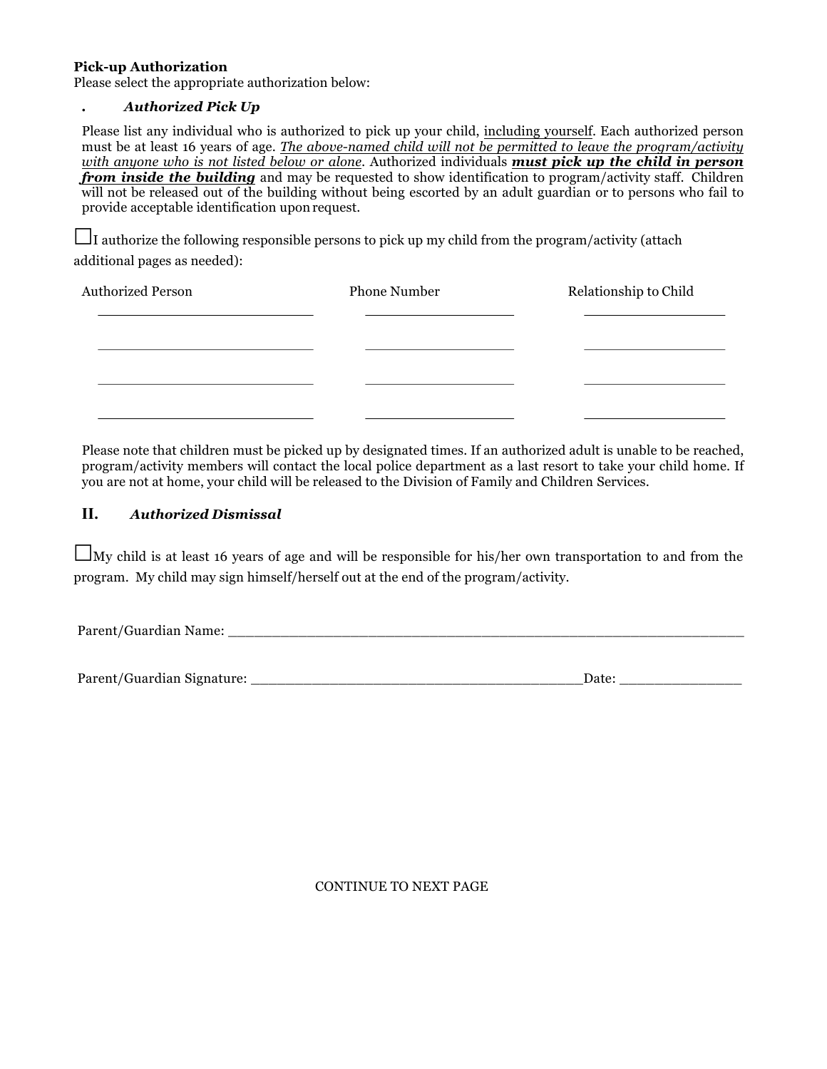**Pick-up Authorization**
Please select the appropriate authorization below:

. ***Authorized Pick Up***

Please list any individual who is authorized to pick up your child, <u>including yourself</u>. Each authorized person must be at least 16 years of age. <u>*The above-named child will not be permitted to leave the program/activity with anyone who is not listed below or alone*</u>. Authorized individuals <u>***must pick up the child in person from inside the building***</u> and may be requested to show identification to program/activity staff. Children will not be released out of the building without being escorted by an adult guardian or to persons who fail to provide acceptable identification upon request.

☐I authorize the following responsible persons to pick up my child from the program/activity (attach additional pages as needed):

| Authorized Person | Phone Number | Relationship to Child |
| --- | --- | --- |
| \_\_\_\_\_\_\_\_\_\_\_\_\_\_\_\_\_\_\_\_\_\_\_\_ | \_\_\_\_\_\_\_\_\_\_\_\_\_\_\_\_\_\_ | \_\_\_\_\_\_\_\_\_\_\_\_\_\_\_\_\_\_ |
| \_\_\_\_\_\_\_\_\_\_\_\_\_\_\_\_\_\_\_\_\_\_\_\_ | \_\_\_\_\_\_\_\_\_\_\_\_\_\_\_\_\_\_ | \_\_\_\_\_\_\_\_\_\_\_\_\_\_\_\_\_\_ |
| \_\_\_\_\_\_\_\_\_\_\_\_\_\_\_\_\_\_\_\_\_\_\_\_ | \_\_\_\_\_\_\_\_\_\_\_\_\_\_\_\_\_\_ | \_\_\_\_\_\_\_\_\_\_\_\_\_\_\_\_\_\_ |
| \_\_\_\_\_\_\_\_\_\_\_\_\_\_\_\_\_\_\_\_\_\_\_\_ | \_\_\_\_\_\_\_\_\_\_\_\_\_\_\_\_\_\_ | \_\_\_\_\_\_\_\_\_\_\_\_\_\_\_\_\_\_ |

Please note that children must be picked up by designated times. If an authorized adult is unable to be reached, program/activity members will contact the local police department as a last resort to take your child home. If you are not at home, your child will be released to the Division of Family and Children Services.

**II.** ***Authorized Dismissal***

☐My child is at least 16 years of age and will be responsible for his/her own transportation to and from the program. My child may sign himself/herself out at the end of the program/activity.

Parent/Guardian Name: \_\_\_\_\_\_\_\_\_\_\_\_\_\_\_\_\_\_\_\_\_\_\_\_\_\_\_\_\_\_\_\_\_\_\_\_\_\_\_\_\_\_\_\_\_\_\_\_\_\_\_\_\_\_\_\_\_\_\_\_

Parent/Guardian Signature: \_\_\_\_\_\_\_\_\_\_\_\_\_\_\_\_\_\_\_\_\_\_\_\_\_\_\_\_\_\_\_\_\_\_\_\_\_\_\_\_Date: \_\_\_\_\_\_\_\_\_\_\_\_\_\_\_

CONTINUE TO NEXT PAGE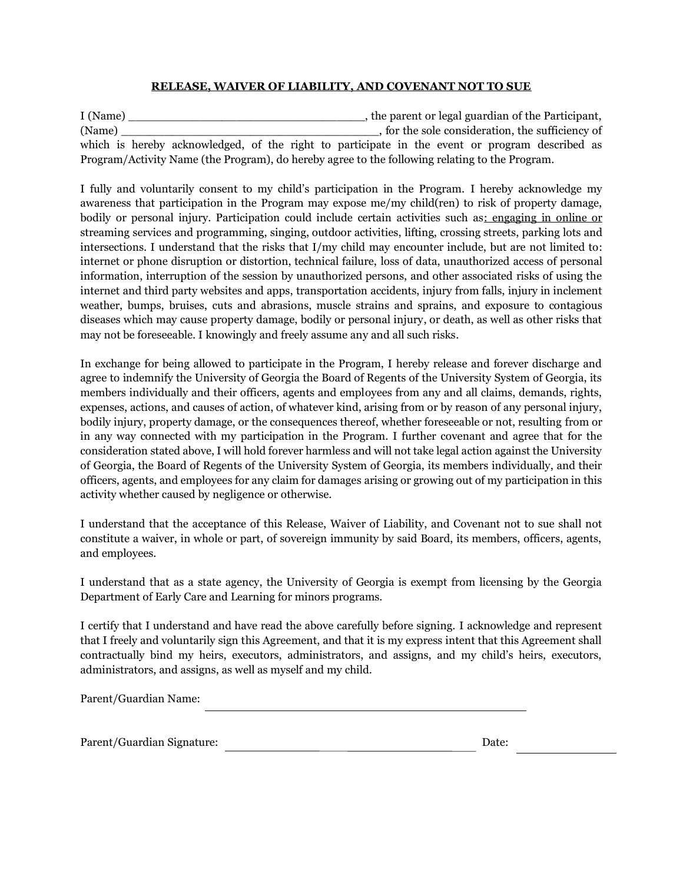**RELEASE, WAIVER OF LIABILITY, AND COVENANT NOT TO SUE**

I (Name) ________________________________, the parent or legal guardian of the Participant, (Name) ___________________________________, for the sole consideration, the sufficiency of which is hereby acknowledged, of the right to participate in the event or program described as Program/Activity Name (the Program), do hereby agree to the following relating to the Program.

I fully and voluntarily consent to my child's participation in the Program. I hereby acknowledge my awareness that participation in the Program may expose me/my child(ren) to risk of property damage, bodily or personal injury. Participation could include certain activities such as: engaging in online or streaming services and programming, singing, outdoor activities, lifting, crossing streets, parking lots and intersections. I understand that the risks that I/my child may encounter include, but are not limited to: internet or phone disruption or distortion, technical failure, loss of data, unauthorized access of personal information, interruption of the session by unauthorized persons, and other associated risks of using the internet and third party websites and apps, transportation accidents, injury from falls, injury in inclement weather, bumps, bruises, cuts and abrasions, muscle strains and sprains, and exposure to contagious diseases which may cause property damage, bodily or personal injury, or death, as well as other risks that may not be foreseeable. I knowingly and freely assume any and all such risks.

In exchange for being allowed to participate in the Program, I hereby release and forever discharge and agree to indemnify the University of Georgia the Board of Regents of the University System of Georgia, its members individually and their officers, agents and employees from any and all claims, demands, rights, expenses, actions, and causes of action, of whatever kind, arising from or by reason of any personal injury, bodily injury, property damage, or the consequences thereof, whether foreseeable or not, resulting from or in any way connected with my participation in the Program. I further covenant and agree that for the consideration stated above, I will hold forever harmless and will not take legal action against the University of Georgia, the Board of Regents of the University System of Georgia, its members individually, and their officers, agents, and employees for any claim for damages arising or growing out of my participation in this activity whether caused by negligence or otherwise.

I understand that the acceptance of this Release, Waiver of Liability, and Covenant not to sue shall not constitute a waiver, in whole or part, of sovereign immunity by said Board, its members, officers, agents, and employees.

I understand that as a state agency, the University of Georgia is exempt from licensing by the Georgia Department of Early Care and Learning for minors programs.

I certify that I understand and have read the above carefully before signing. I acknowledge and represent that I freely and voluntarily sign this Agreement, and that it is my express intent that this Agreement shall contractually bind my heirs, executors, administrators, and assigns, and my child's heirs, executors, administrators, and assigns, as well as myself and my child.

Parent/Guardian Name: ______________________________________________

Parent/Guardian Signature: ____________________________________ Date: ______________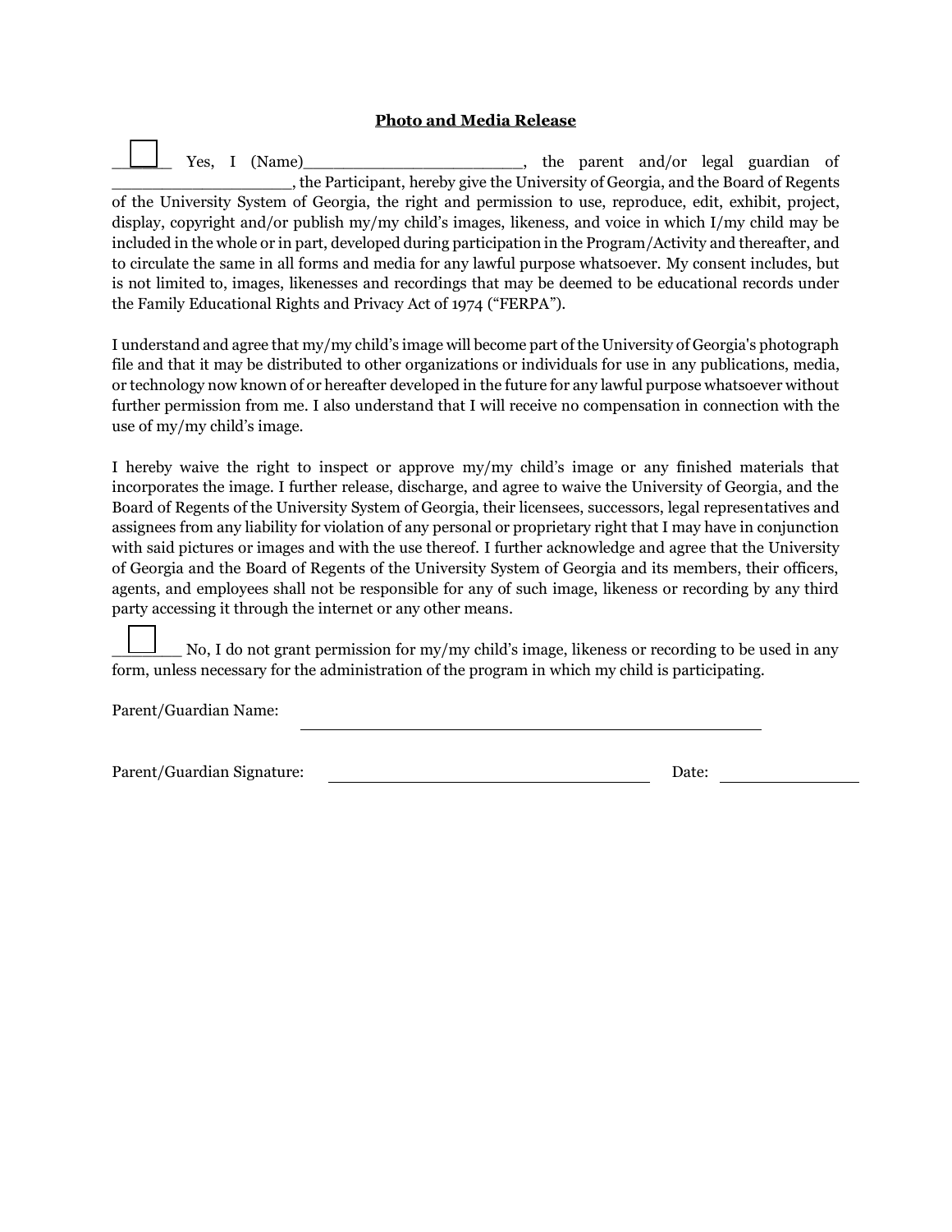**Photo and Media Release**

☐ ______ Yes, I (Name)______________________, the parent and/or legal guardian of __________________, the Participant, hereby give the University of Georgia, and the Board of Regents of the University System of Georgia, the right and permission to use, reproduce, edit, exhibit, project, display, copyright and/or publish my/my child's images, likeness, and voice in which I/my child may be included in the whole or in part, developed during participation in the Program/Activity and thereafter, and to circulate the same in all forms and media for any lawful purpose whatsoever. My consent includes, but is not limited to, images, likenesses and recordings that may be deemed to be educational records under the Family Educational Rights and Privacy Act of 1974 ("FERPA").

I understand and agree that my/my child's image will become part of the University of Georgia's photograph file and that it may be distributed to other organizations or individuals for use in any publications, media, or technology now known of or hereafter developed in the future for any lawful purpose whatsoever without further permission from me. I also understand that I will receive no compensation in connection with the use of my/my child's image.

I hereby waive the right to inspect or approve my/my child's image or any finished materials that incorporates the image. I further release, discharge, and agree to waive the University of Georgia, and the Board of Regents of the University System of Georgia, their licensees, successors, legal representatives and assignees from any liability for violation of any personal or proprietary right that I may have in conjunction with said pictures or images and with the use thereof. I further acknowledge and agree that the University of Georgia and the Board of Regents of the University System of Georgia and its members, their officers, agents, and employees shall not be responsible for any of such image, likeness or recording by any third party accessing it through the internet or any other means.

☐ _______ No, I do not grant permission for my/my child's image, likeness or recording to be used in any form, unless necessary for the administration of the program in which my child is participating.

Parent/Guardian Name: ______________________________________________

Parent/Guardian Signature: ________________________________ Date: ______________